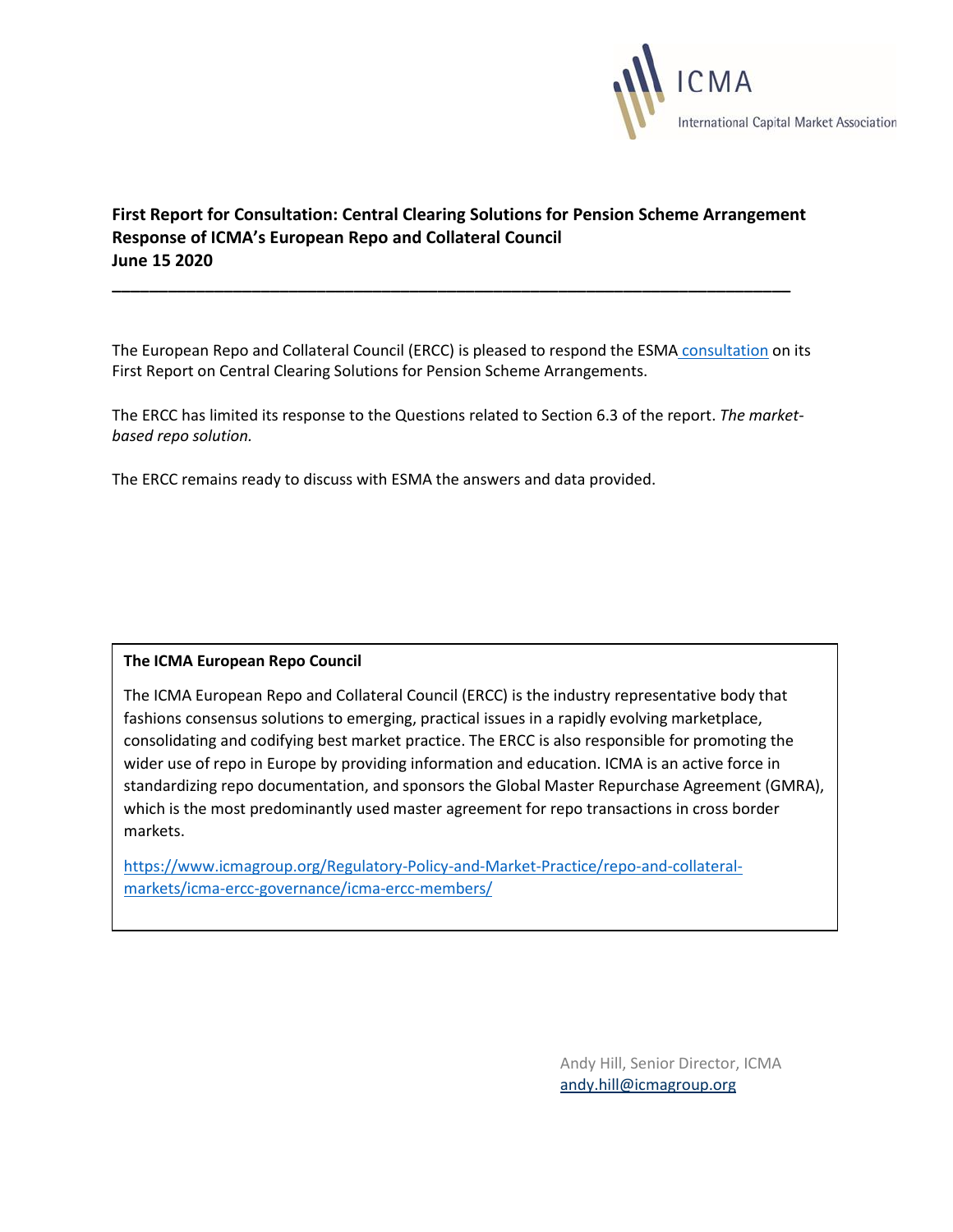ICMA

International Capital Market Association

**First Report for Consultation: Central Clearing Solutions for Pension Scheme Arrangement**
**Response of ICMA's European Repo and Collateral Council**
**June 15 2020**

---

The European Repo and Collateral Council (ERCC) is pleased to respond the ESMA consultation on its First Report on Central Clearing Solutions for Pension Scheme Arrangements.

The ERCC has limited its response to the Questions related to Section 6.3 of the report. *The market-based repo solution.*

The ERCC remains ready to discuss with ESMA the answers and data provided.

**The ICMA European Repo Council**

The ICMA European Repo and Collateral Council (ERCC) is the industry representative body that fashions consensus solutions to emerging, practical issues in a rapidly evolving marketplace, consolidating and codifying best market practice. The ERCC is also responsible for promoting the wider use of repo in Europe by providing information and education. ICMA is an active force in standardizing repo documentation, and sponsors the Global Master Repurchase Agreement (GMRA), which is the most predominantly used master agreement for repo transactions in cross border markets.

https://www.icmagroup.org/Regulatory-Policy-and-Market-Practice/repo-and-collateral-markets/icma-ercc-governance/icma-ercc-members/

Andy Hill, Senior Director, ICMA
andy.hill@icmagroup.org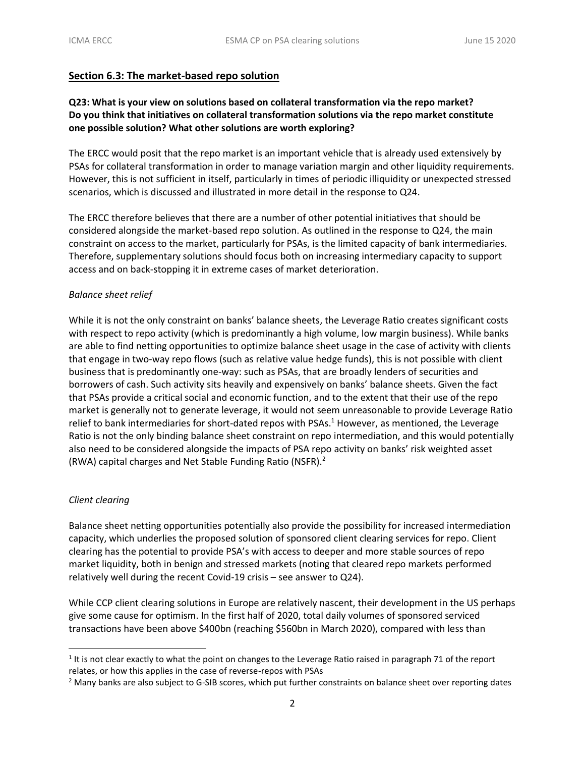## Section 6.3: The market-based repo solution

**Q23: What is your view on solutions based on collateral transformation via the repo market? Do you think that initiatives on collateral transformation solutions via the repo market constitute one possible solution? What other solutions are worth exploring?**

The ERCC would posit that the repo market is an important vehicle that is already used extensively by PSAs for collateral transformation in order to manage variation margin and other liquidity requirements. However, this is not sufficient in itself, particularly in times of periodic illiquidity or unexpected stressed scenarios, which is discussed and illustrated in more detail in the response to Q24.

The ERCC therefore believes that there are a number of other potential initiatives that should be considered alongside the market-based repo solution. As outlined in the response to Q24, the main constraint on access to the market, particularly for PSAs, is the limited capacity of bank intermediaries. Therefore, supplementary solutions should focus both on increasing intermediary capacity to support access and on back-stopping it in extreme cases of market deterioration.

*Balance sheet relief*

While it is not the only constraint on banks' balance sheets, the Leverage Ratio creates significant costs with respect to repo activity (which is predominantly a high volume, low margin business). While banks are able to find netting opportunities to optimize balance sheet usage in the case of activity with clients that engage in two-way repo flows (such as relative value hedge funds), this is not possible with client business that is predominantly one-way: such as PSAs, that are broadly lenders of securities and borrowers of cash. Such activity sits heavily and expensively on banks' balance sheets. Given the fact that PSAs provide a critical social and economic function, and to the extent that their use of the repo market is generally not to generate leverage, it would not seem unreasonable to provide Leverage Ratio relief to bank intermediaries for short-dated repos with PSAs.[1] However, as mentioned, the Leverage Ratio is not the only binding balance sheet constraint on repo intermediation, and this would potentially also need to be considered alongside the impacts of PSA repo activity on banks' risk weighted asset (RWA) capital charges and Net Stable Funding Ratio (NSFR).[2]

*Client clearing*

Balance sheet netting opportunities potentially also provide the possibility for increased intermediation capacity, which underlies the proposed solution of sponsored client clearing services for repo. Client clearing has the potential to provide PSA's with access to deeper and more stable sources of repo market liquidity, both in benign and stressed markets (noting that cleared repo markets performed relatively well during the recent Covid-19 crisis – see answer to Q24).

While CCP client clearing solutions in Europe are relatively nascent, their development in the US perhaps give some cause for optimism. In the first half of 2020, total daily volumes of sponsored serviced transactions have been above \$400bn (reaching \$560bn in March 2020), compared with less than

[1] It is not clear exactly to what the point on changes to the Leverage Ratio raised in paragraph 71 of the report relates, or how this applies in the case of reverse-repos with PSAs

[2] Many banks are also subject to G-SIB scores, which put further constraints on balance sheet over reporting dates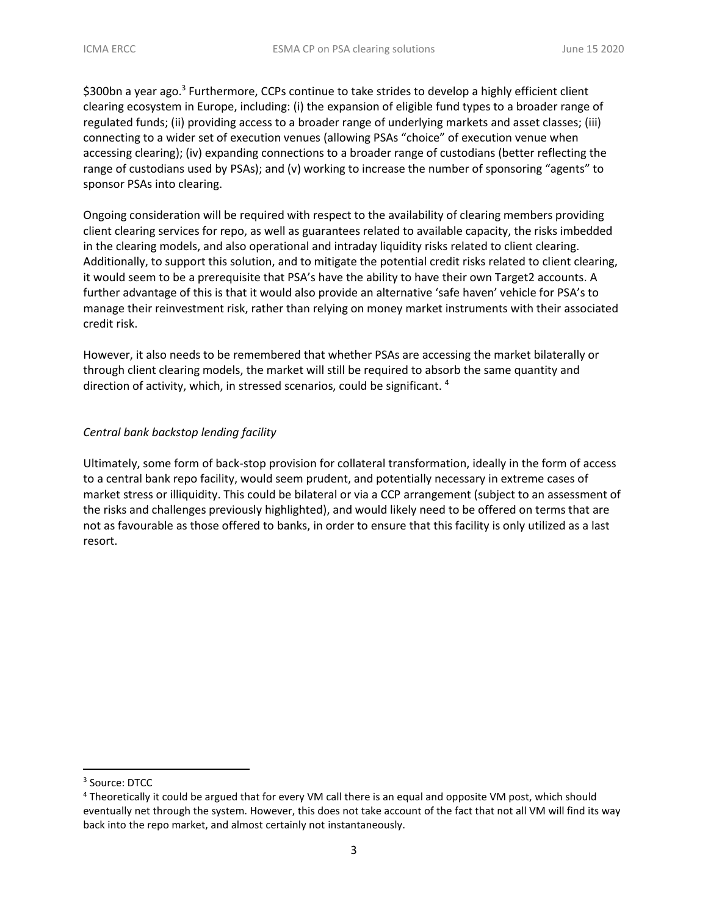$300bn a year ago.[3] Furthermore, CCPs continue to take strides to develop a highly efficient client clearing ecosystem in Europe, including: (i) the expansion of eligible fund types to a broader range of regulated funds; (ii) providing access to a broader range of underlying markets and asset classes; (iii) connecting to a wider set of execution venues (allowing PSAs "choice" of execution venue when accessing clearing); (iv) expanding connections to a broader range of custodians (better reflecting the range of custodians used by PSAs); and (v) working to increase the number of sponsoring "agents" to sponsor PSAs into clearing.

Ongoing consideration will be required with respect to the availability of clearing members providing client clearing services for repo, as well as guarantees related to available capacity, the risks imbedded in the clearing models, and also operational and intraday liquidity risks related to client clearing. Additionally, to support this solution, and to mitigate the potential credit risks related to client clearing, it would seem to be a prerequisite that PSA's have the ability to have their own Target2 accounts. A further advantage of this is that it would also provide an alternative 'safe haven' vehicle for PSA's to manage their reinvestment risk, rather than relying on money market instruments with their associated credit risk.

However, it also needs to be remembered that whether PSAs are accessing the market bilaterally or through client clearing models, the market will still be required to absorb the same quantity and direction of activity, which, in stressed scenarios, could be significant. [4]

*Central bank backstop lending facility*

Ultimately, some form of back-stop provision for collateral transformation, ideally in the form of access to a central bank repo facility, would seem prudent, and potentially necessary in extreme cases of market stress or illiquidity. This could be bilateral or via a CCP arrangement (subject to an assessment of the risks and challenges previously highlighted), and would likely need to be offered on terms that are not as favourable as those offered to banks, in order to ensure that this facility is only utilized as a last resort.

---

[3] Source: DTCC

[4] Theoretically it could be argued that for every VM call there is an equal and opposite VM post, which should eventually net through the system. However, this does not take account of the fact that not all VM will find its way back into the repo market, and almost certainly not instantaneously.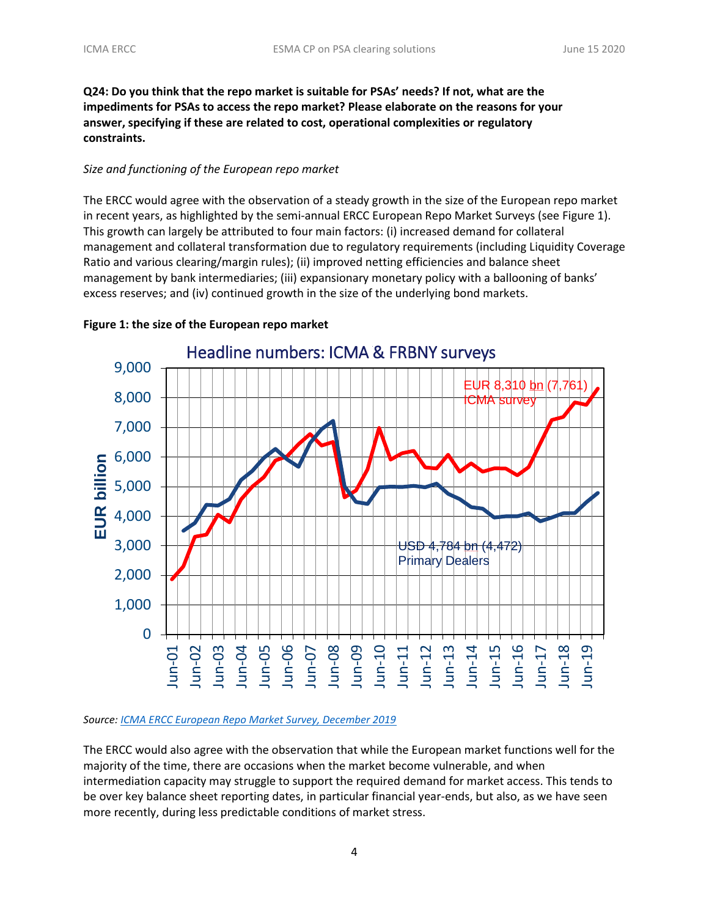**Q24: Do you think that the repo market is suitable for PSAs' needs? If not, what are the impediments for PSAs to access the repo market? Please elaborate on the reasons for your answer, specifying if these are related to cost, operational complexities or regulatory constraints.**

*Size and functioning of the European repo market*

The ERCC would agree with the observation of a steady growth in the size of the European repo market in recent years, as highlighted by the semi-annual ERCC European Repo Market Surveys (see Figure 1). This growth can largely be attributed to four main factors: (i) increased demand for collateral management and collateral transformation due to regulatory requirements (including Liquidity Coverage Ratio and various clearing/margin rules); (ii) improved netting efficiencies and balance sheet management by bank intermediaries; (iii) expansionary monetary policy with a ballooning of banks' excess reserves; and (iv) continued growth in the size of the underlying bond markets.

**Figure 1: the size of the European repo market**

Headline numbers: ICMA & FRBNY surveys

EUR billion

EUR 8,310 bn (7,761) ICMA survey

USD 4,784 bn (4,472) Primary Dealers

*Source: ICMA ERCC European Repo Market Survey, December 2019*

The ERCC would also agree with the observation that while the European market functions well for the majority of the time, there are occasions when the market become vulnerable, and when intermediation capacity may struggle to support the required demand for market access. This tends to be over key balance sheet reporting dates, in particular financial year-ends, but also, as we have seen more recently, during less predictable conditions of market stress.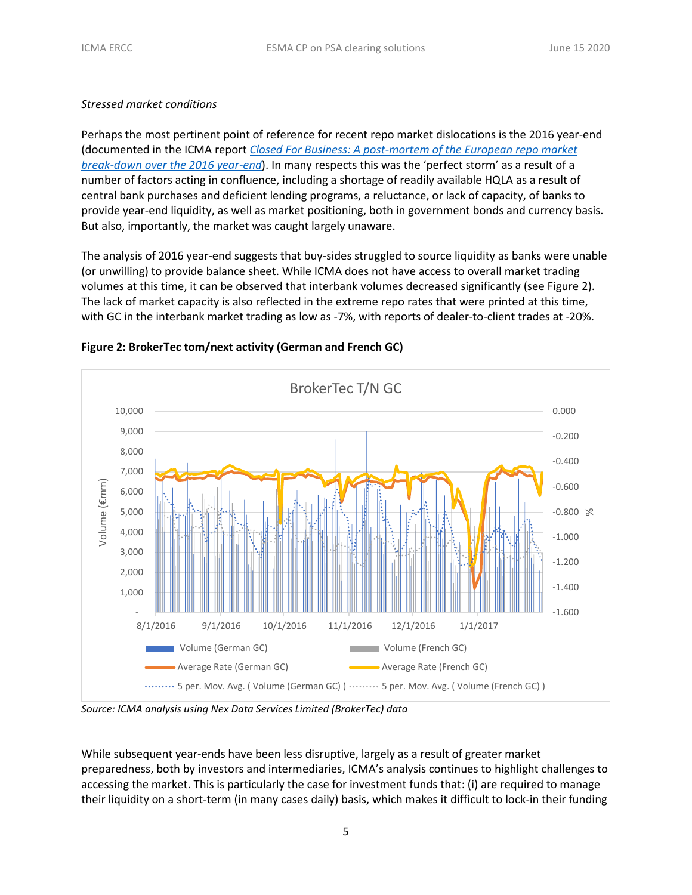*Stressed market conditions*

Perhaps the most pertinent point of reference for recent repo market dislocations is the 2016 year-end (documented in the ICMA report *Closed For Business: A post-mortem of the European repo market break-down over the 2016 year-end*). In many respects this was the 'perfect storm' as a result of a number of factors acting in confluence, including a shortage of readily available HQLA as a result of central bank purchases and deficient lending programs, a reluctance, or lack of capacity, of banks to provide year-end liquidity, as well as market positioning, both in government bonds and currency basis. But also, importantly, the market was caught largely unaware.

The analysis of 2016 year-end suggests that buy-sides struggled to source liquidity as banks were unable (or unwilling) to provide balance sheet. While ICMA does not have access to overall market trading volumes at this time, it can be observed that interbank volumes decreased significantly (see Figure 2). The lack of market capacity is also reflected in the extreme repo rates that were printed at this time, with GC in the interbank market trading as low as -7%, with reports of dealer-to-client trades at -20%.

**Figure 2: BrokerTec tom/next activity (German and French GC)**

*Source: ICMA analysis using Nex Data Services Limited (BrokerTec) data*

While subsequent year-ends have been less disruptive, largely as a result of greater market preparedness, both by investors and intermediaries, ICMA's analysis continues to highlight challenges to accessing the market. This is particularly the case for investment funds that: (i) are required to manage their liquidity on a short-term (in many cases daily) basis, which makes it difficult to lock-in their funding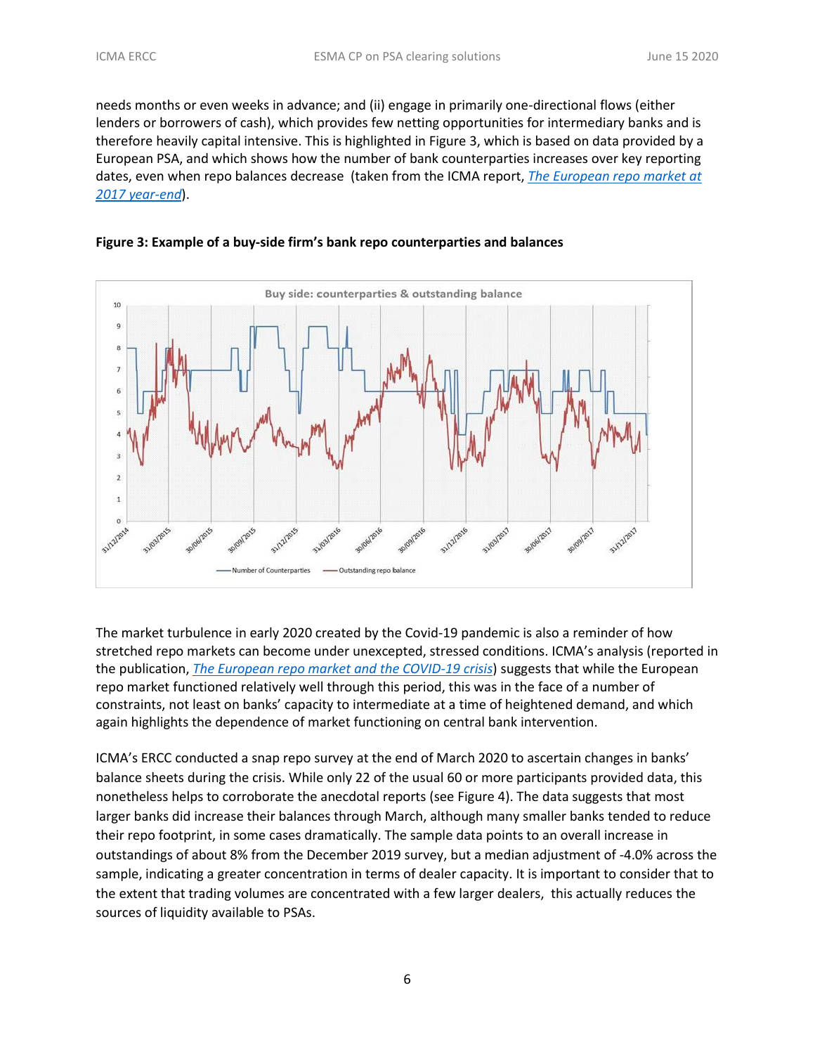needs months or even weeks in advance; and (ii) engage in primarily one-directional flows (either lenders or borrowers of cash), which provides few netting opportunities for intermediary banks and is therefore heavily capital intensive. This is highlighted in Figure 3, which is based on data provided by a European PSA, and which shows how the number of bank counterparties increases over key reporting dates, even when repo balances decrease (taken from the ICMA report, *The European repo market at 2017 year-end*).

**Figure 3: Example of a buy-side firm's bank repo counterparties and balances**

The market turbulence in early 2020 created by the Covid-19 pandemic is also a reminder of how stretched repo markets can become under unexcepted, stressed conditions. ICMA's analysis (reported in the publication, *The European repo market and the COVID-19 crisis*) suggests that while the European repo market functioned relatively well through this period, this was in the face of a number of constraints, not least on banks' capacity to intermediate at a time of heightened demand, and which again highlights the dependence of market functioning on central bank intervention.

ICMA's ERCC conducted a snap repo survey at the end of March 2020 to ascertain changes in banks' balance sheets during the crisis. While only 22 of the usual 60 or more participants provided data, this nonetheless helps to corroborate the anecdotal reports (see Figure 4). The data suggests that most larger banks did increase their balances through March, although many smaller banks tended to reduce their repo footprint, in some cases dramatically. The sample data points to an overall increase in outstandings of about 8% from the December 2019 survey, but a median adjustment of -4.0% across the sample, indicating a greater concentration in terms of dealer capacity. It is important to consider that to the extent that trading volumes are concentrated with a few larger dealers, this actually reduces the sources of liquidity available to PSAs.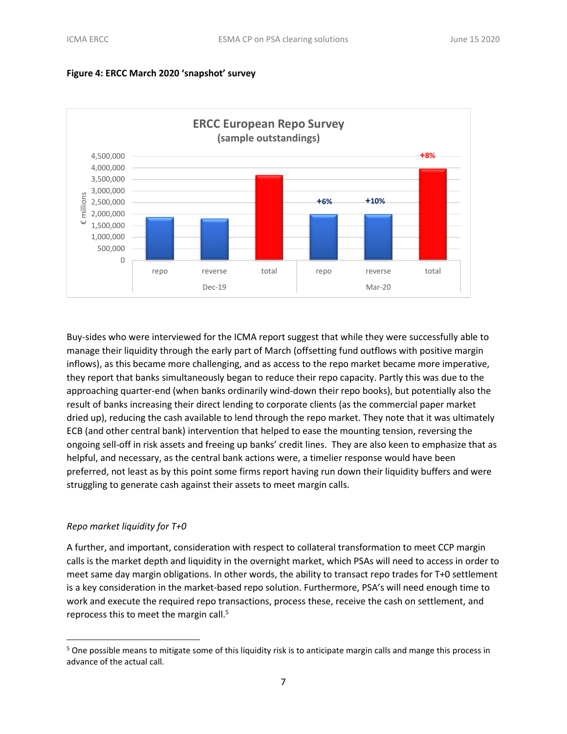**Figure 4: ERCC March 2020 'snapshot' survey**

Buy-sides who were interviewed for the ICMA report suggest that while they were successfully able to manage their liquidity through the early part of March (offsetting fund outflows with positive margin inflows), as this became more challenging, and as access to the repo market became more imperative, they report that banks simultaneously began to reduce their repo capacity. Partly this was due to the approaching quarter-end (when banks ordinarily wind-down their repo books), but potentially also the result of banks increasing their direct lending to corporate clients (as the commercial paper market dried up), reducing the cash available to lend through the repo market. They note that it was ultimately ECB (and other central bank) intervention that helped to ease the mounting tension, reversing the ongoing sell-off in risk assets and freeing up banks' credit lines. They are also keen to emphasize that as helpful, and necessary, as the central bank actions were, a timelier response would have been preferred, not least as by this point some firms report having run down their liquidity buffers and were struggling to generate cash against their assets to meet margin calls.

*Repo market liquidity for T+0*

A further, and important, consideration with respect to collateral transformation to meet CCP margin calls is the market depth and liquidity in the overnight market, which PSAs will need to access in order to meet same day margin obligations. In other words, the ability to transact repo trades for T+0 settlement is a key consideration in the market-based repo solution. Furthermore, PSA's will need enough time to work and execute the required repo transactions, process these, receive the cash on settlement, and reprocess this to meet the margin call.[5]

[5] One possible means to mitigate some of this liquidity risk is to anticipate margin calls and mange this process in advance of the actual call.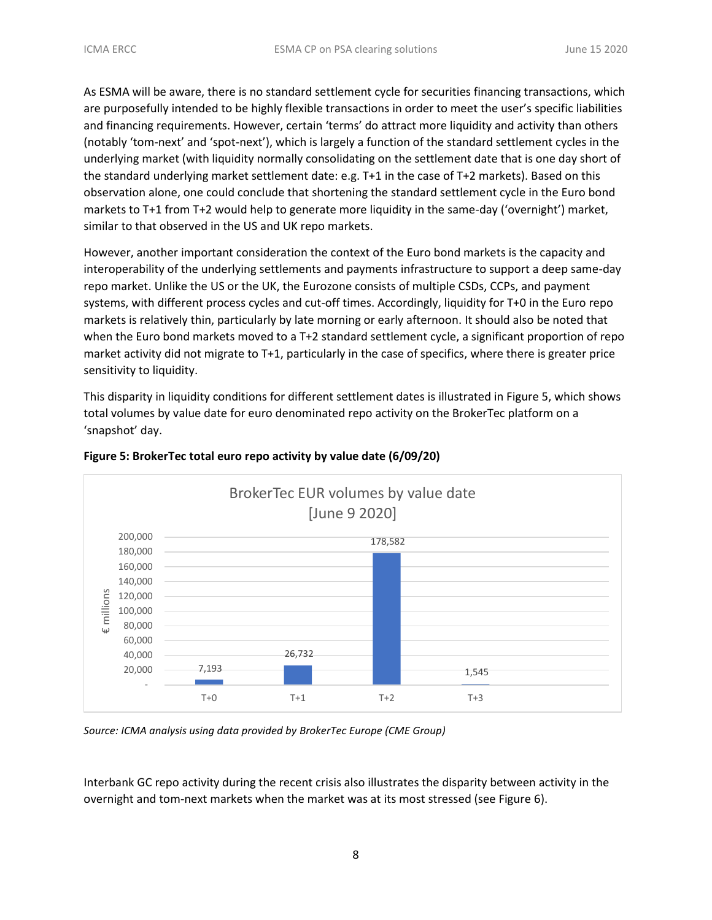As ESMA will be aware, there is no standard settlement cycle for securities financing transactions, which are purposefully intended to be highly flexible transactions in order to meet the user's specific liabilities and financing requirements. However, certain 'terms' do attract more liquidity and activity than others (notably 'tom-next' and 'spot-next'), which is largely a function of the standard settlement cycles in the underlying market (with liquidity normally consolidating on the settlement date that is one day short of the standard underlying market settlement date: e.g. T+1 in the case of T+2 markets). Based on this observation alone, one could conclude that shortening the standard settlement cycle in the Euro bond markets to T+1 from T+2 would help to generate more liquidity in the same-day ('overnight') market, similar to that observed in the US and UK repo markets.

However, another important consideration the context of the Euro bond markets is the capacity and interoperability of the underlying settlements and payments infrastructure to support a deep same-day repo market. Unlike the US or the UK, the Eurozone consists of multiple CSDs, CCPs, and payment systems, with different process cycles and cut-off times. Accordingly, liquidity for T+0 in the Euro repo markets is relatively thin, particularly by late morning or early afternoon. It should also be noted that when the Euro bond markets moved to a T+2 standard settlement cycle, a significant proportion of repo market activity did not migrate to T+1, particularly in the case of specifics, where there is greater price sensitivity to liquidity.

This disparity in liquidity conditions for different settlement dates is illustrated in Figure 5, which shows total volumes by value date for euro denominated repo activity on the BrokerTec platform on a 'snapshot' day.

**Figure 5: BrokerTec total euro repo activity by value date (6/09/20)**

BrokerTec EUR volumes by value date [June 9 2020]

| Value date | € millions |
|---|---|
| T+0 | 7,193 |
| T+1 | 26,732 |
| T+2 | 178,582 |
| T+3 | 1,545 |

*Source: ICMA analysis using data provided by BrokerTec Europe (CME Group)*

Interbank GC repo activity during the recent crisis also illustrates the disparity between activity in the overnight and tom-next markets when the market was at its most stressed (see Figure 6).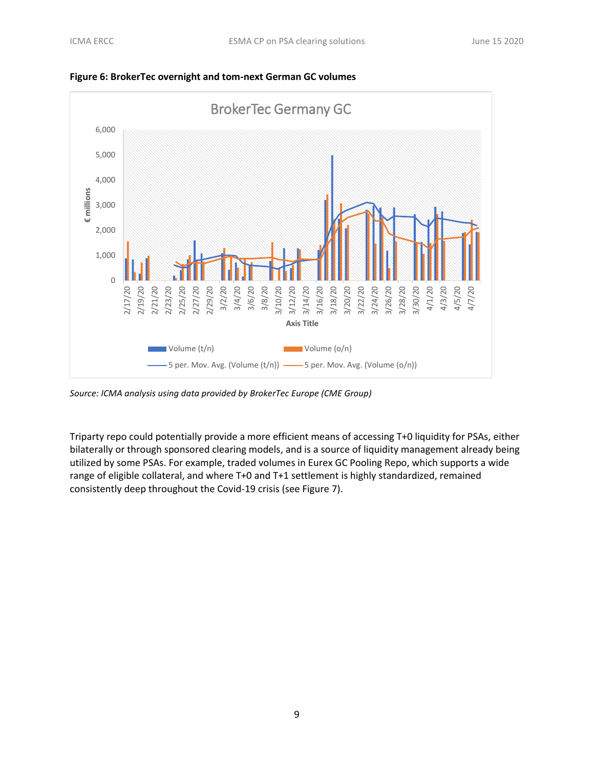**Figure 6: BrokerTec overnight and tom-next German GC volumes**

*Source: ICMA analysis using data provided by BrokerTec Europe (CME Group)*

Triparty repo could potentially provide a more efficient means of accessing T+0 liquidity for PSAs, either bilaterally or through sponsored clearing models, and is a source of liquidity management already being utilized by some PSAs. For example, traded volumes in Eurex GC Pooling Repo, which supports a wide range of eligible collateral, and where T+0 and T+1 settlement is highly standardized, remained consistently deep throughout the Covid-19 crisis (see Figure 7).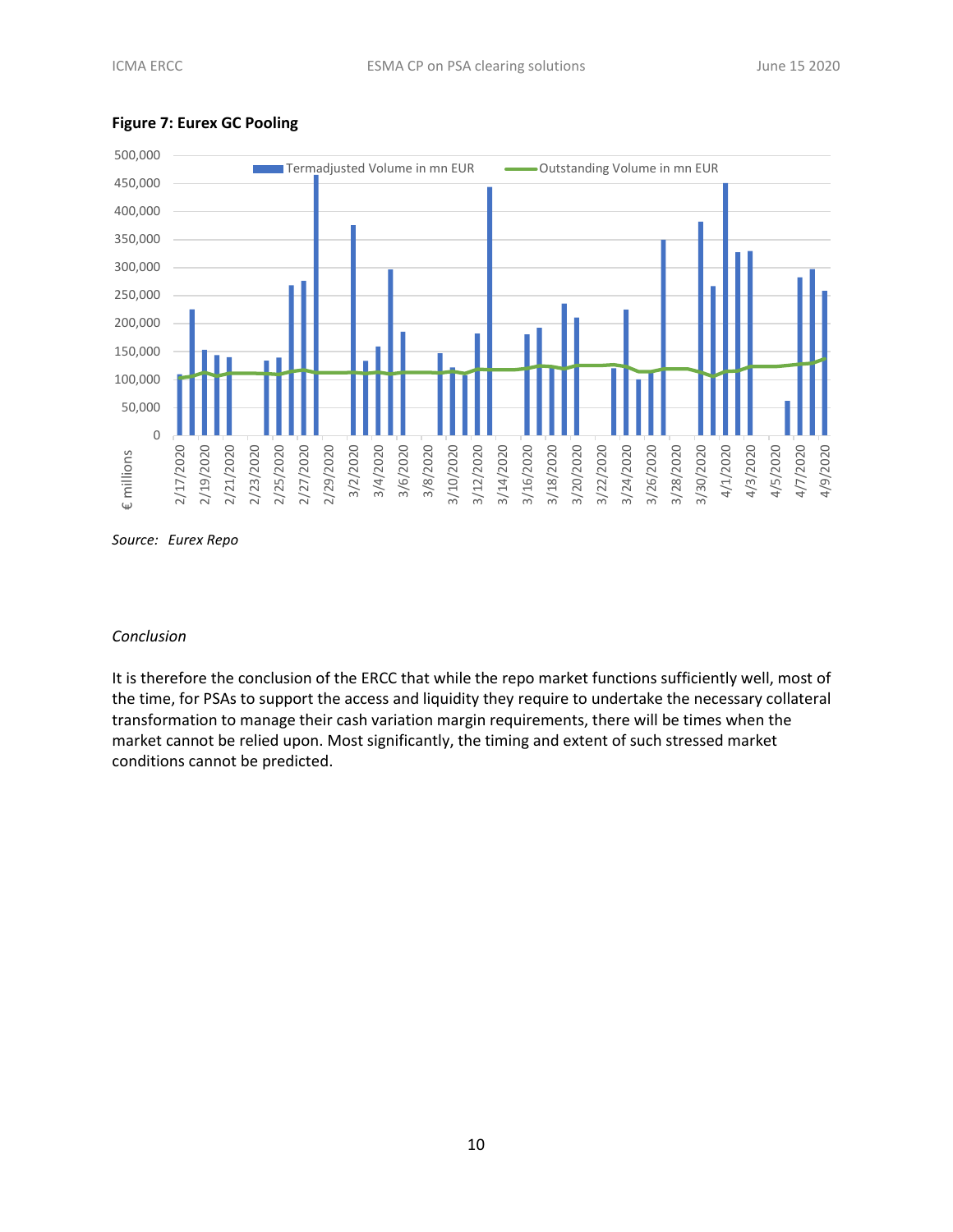**Figure 7: Eurex GC Pooling**

Source: *Eurex Repo*

*Conclusion*

It is therefore the conclusion of the ERCC that while the repo market functions sufficiently well, most of the time, for PSAs to support the access and liquidity they require to undertake the necessary collateral transformation to manage their cash variation margin requirements, there will be times when the market cannot be relied upon. Most significantly, the timing and extent of such stressed market conditions cannot be predicted.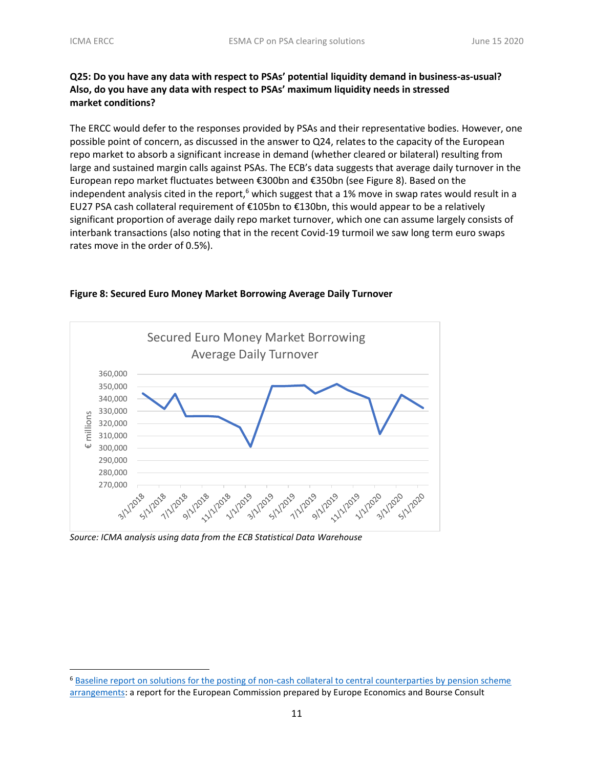**Q25: Do you have any data with respect to PSAs' potential liquidity demand in business-as-usual? Also, do you have any data with respect to PSAs' maximum liquidity needs in stressed market conditions?**

The ERCC would defer to the responses provided by PSAs and their representative bodies. However, one possible point of concern, as discussed in the answer to Q24, relates to the capacity of the European repo market to absorb a significant increase in demand (whether cleared or bilateral) resulting from large and sustained margin calls against PSAs. The ECB's data suggests that average daily turnover in the European repo market fluctuates between €300bn and €350bn (see Figure 8). Based on the independent analysis cited in the report,[6] which suggest that a 1% move in swap rates would result in a EU27 PSA cash collateral requirement of €105bn to €130bn, this would appear to be a relatively significant proportion of average daily repo market turnover, which one can assume largely consists of interbank transactions (also noting that in the recent Covid-19 turmoil we saw long term euro swaps rates move in the order of 0.5%).

**Figure 8: Secured Euro Money Market Borrowing Average Daily Turnover**

*Source: ICMA analysis using data from the ECB Statistical Data Warehouse*

---

[6] Baseline report on solutions for the posting of non-cash collateral to central counterparties by pension scheme arrangements: a report for the European Commission prepared by Europe Economics and Bourse Consult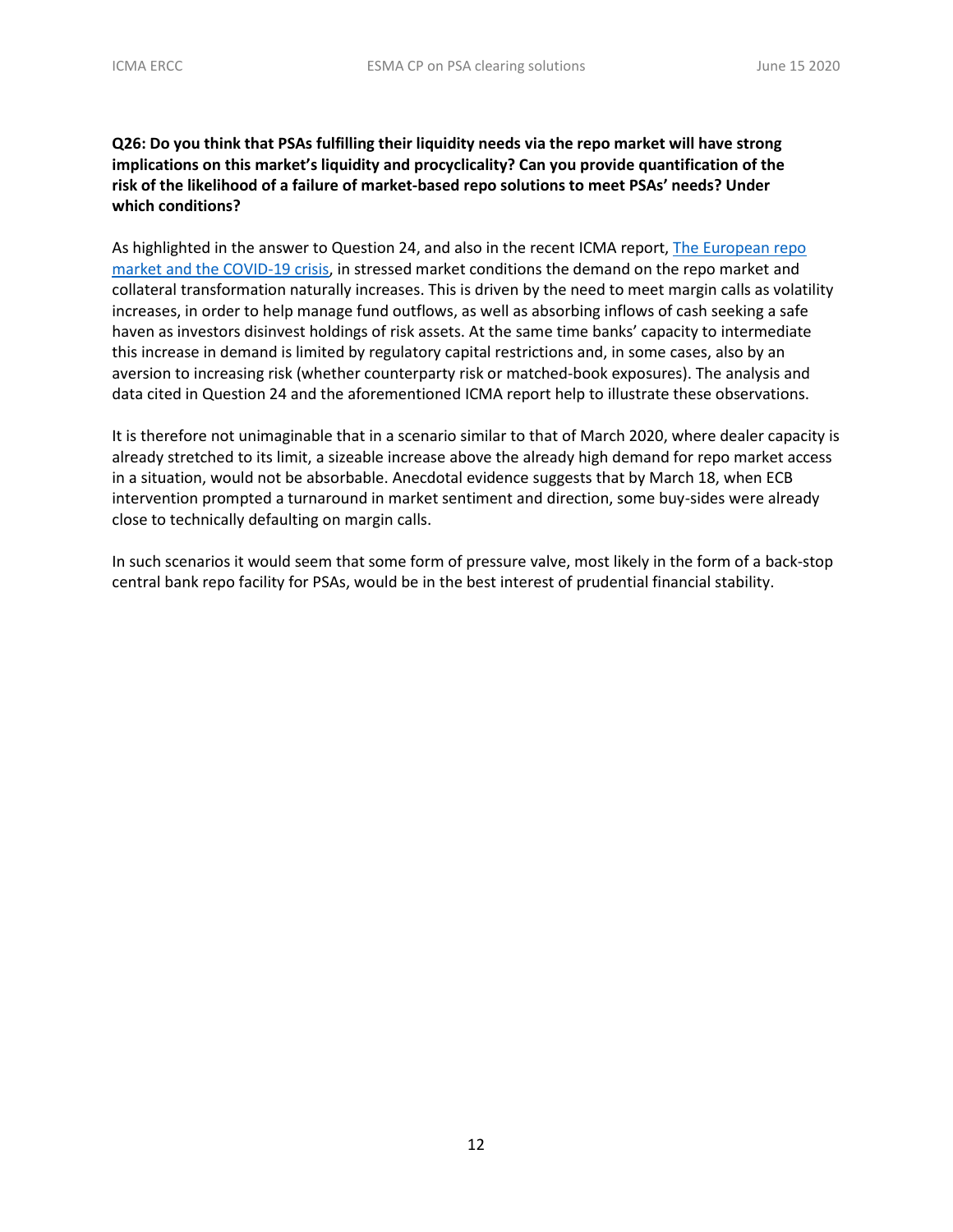**Q26: Do you think that PSAs fulfilling their liquidity needs via the repo market will have strong implications on this market's liquidity and procyclicality? Can you provide quantification of the risk of the likelihood of a failure of market-based repo solutions to meet PSAs' needs? Under which conditions?**

As highlighted in the answer to Question 24, and also in the recent ICMA report, The European repo market and the COVID-19 crisis, in stressed market conditions the demand on the repo market and collateral transformation naturally increases. This is driven by the need to meet margin calls as volatility increases, in order to help manage fund outflows, as well as absorbing inflows of cash seeking a safe haven as investors disinvest holdings of risk assets. At the same time banks' capacity to intermediate this increase in demand is limited by regulatory capital restrictions and, in some cases, also by an aversion to increasing risk (whether counterparty risk or matched-book exposures). The analysis and data cited in Question 24 and the aforementioned ICMA report help to illustrate these observations.

It is therefore not unimaginable that in a scenario similar to that of March 2020, where dealer capacity is already stretched to its limit, a sizeable increase above the already high demand for repo market access in a situation, would not be absorbable. Anecdotal evidence suggests that by March 18, when ECB intervention prompted a turnaround in market sentiment and direction, some buy-sides were already close to technically defaulting on margin calls.

In such scenarios it would seem that some form of pressure valve, most likely in the form of a back-stop central bank repo facility for PSAs, would be in the best interest of prudential financial stability.